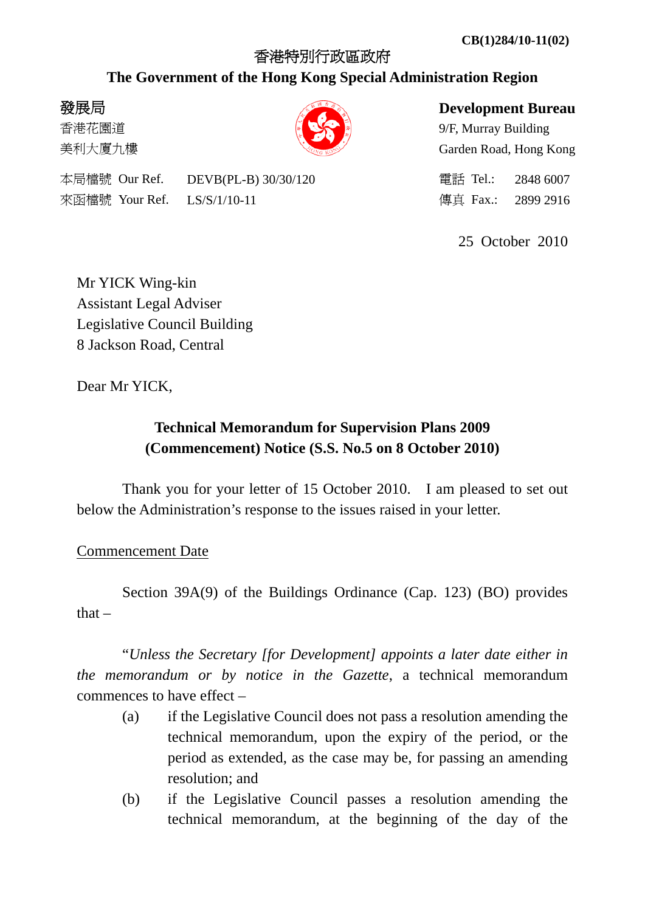CB(1)284/10-11(02)

香港特別行政區政府

**The Government of the Hong Kong Special Administration Region**

**發展局**
香港花園道
美利大廈九樓

**Development Bureau**
9/F, Murray Building
Garden Road, Hong Kong

本局檔號 Our Ref. DEVB(PL-B) 30/30/120
來函檔號 Your Ref. LS/S/1/10-11

電話 Tel.: 2848 6007
傳真 Fax.: 2899 2916

25 October 2010

Mr YICK Wing-kin
Assistant Legal Adviser
Legislative Council Building
8 Jackson Road, Central

Dear Mr YICK,

**Technical Memorandum for Supervision Plans 2009 (Commencement) Notice (S.S. No.5 on 8 October 2010)**

Thank you for your letter of 15 October 2010. I am pleased to set out below the Administration's response to the issues raised in your letter.

Commencement Date

Section 39A(9) of the Buildings Ordinance (Cap. 123) (BO) provides that –

"*Unless the Secretary [for Development] appoints a later date either in the memorandum or by notice in the Gazette*, a technical memorandum commences to have effect –

(a) if the Legislative Council does not pass a resolution amending the technical memorandum, upon the expiry of the period, or the period as extended, as the case may be, for passing an amending resolution; and

(b) if the Legislative Council passes a resolution amending the technical memorandum, at the beginning of the day of the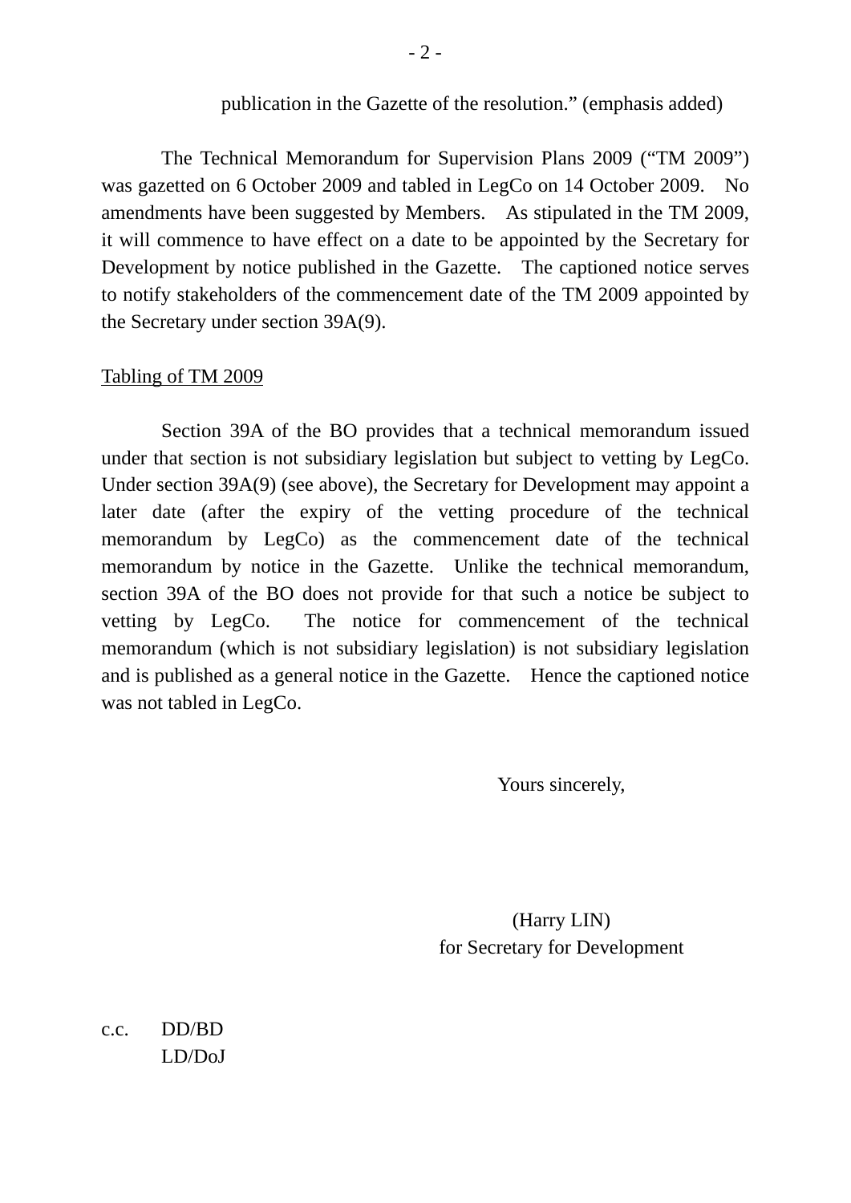publication in the Gazette of the resolution." (emphasis added)

The Technical Memorandum for Supervision Plans 2009 ("TM 2009") was gazetted on 6 October 2009 and tabled in LegCo on 14 October 2009. No amendments have been suggested by Members. As stipulated in the TM 2009, it will commence to have effect on a date to be appointed by the Secretary for Development by notice published in the Gazette. The captioned notice serves to notify stakeholders of the commencement date of the TM 2009 appointed by the Secretary under section 39A(9).

<u>Tabling of TM 2009</u>

Section 39A of the BO provides that a technical memorandum issued under that section is not subsidiary legislation but subject to vetting by LegCo. Under section 39A(9) (see above), the Secretary for Development may appoint a later date (after the expiry of the vetting procedure of the technical memorandum by LegCo) as the commencement date of the technical memorandum by notice in the Gazette. Unlike the technical memorandum, section 39A of the BO does not provide for that such a notice be subject to vetting by LegCo. The notice for commencement of the technical memorandum (which is not subsidiary legislation) is not subsidiary legislation and is published as a general notice in the Gazette. Hence the captioned notice was not tabled in LegCo.

Yours sincerely,

(Harry LIN)
for Secretary for Development

c.c. DD/BD
LD/DoJ